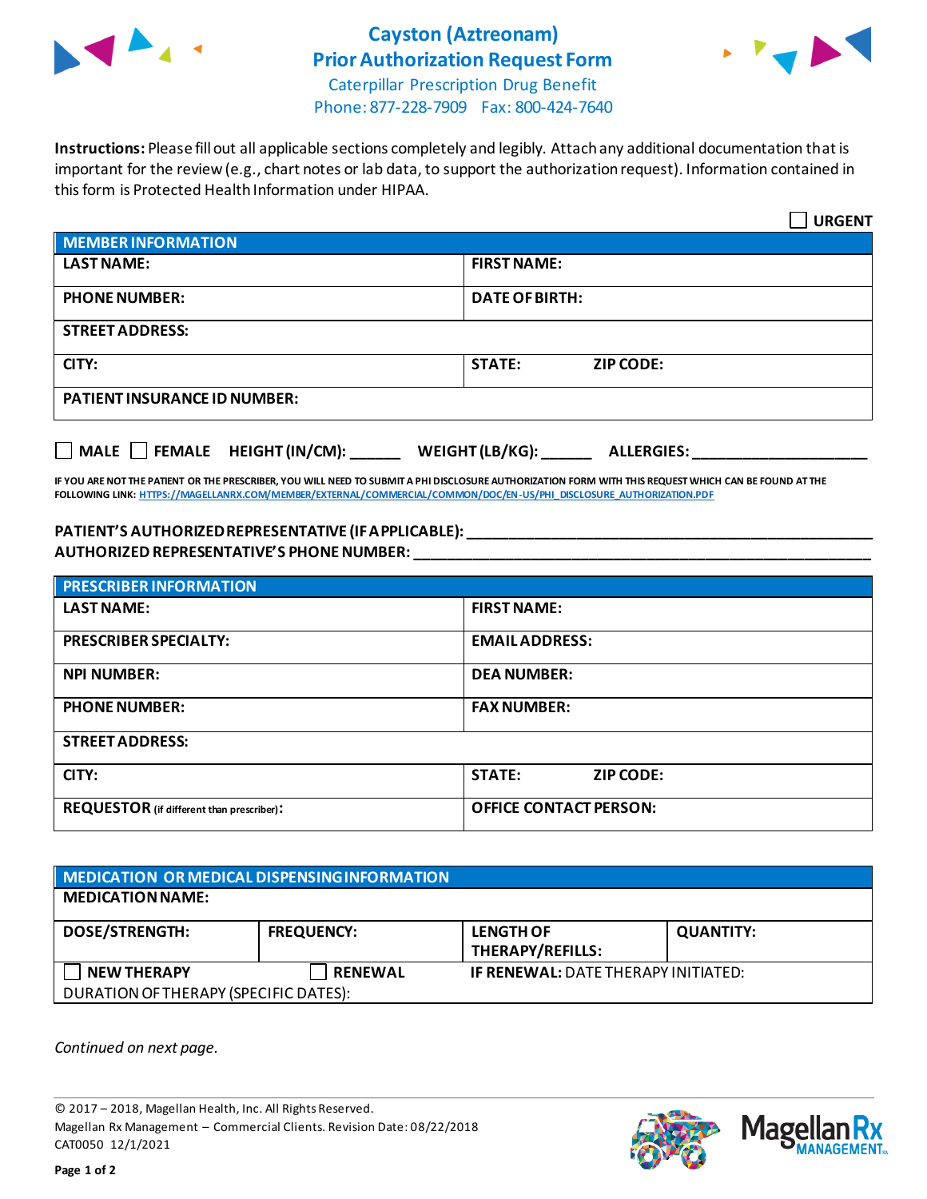# Cayston (Aztreonam)
# Prior Authorization Request Form

Caterpillar Prescription Drug Benefit
Phone: 877-228-7909  Fax: 800-424-7640

**Instructions:** Please fill out all applicable sections completely and legibly. Attach any additional documentation that is important for the review (e.g., chart notes or lab data, to support the authorization request). Information contained in this form is Protected Health Information under HIPAA.

☐ **URGENT**

| **MEMBER INFORMATION** | |
|---|---|
| **LAST NAME:** | **FIRST NAME:** |
| **PHONE NUMBER:** | **DATE OF BIRTH:** |
| **STREET ADDRESS:** | |
| **CITY:** | **STATE:** **ZIP CODE:** |
| **PATIENT INSURANCE ID NUMBER:** | |

☐ **MALE** ☐ **FEMALE** **HEIGHT (IN/CM):** ______ **WEIGHT (LB/KG):** ______ **ALLERGIES:** ____________________

**IF YOU ARE NOT THE PATIENT OR THE PRESCRIBER, YOU WILL NEED TO SUBMIT A PHI DISCLOSURE AUTHORIZATION FORM WITH THIS REQUEST WHICH CAN BE FOUND AT THE FOLLOWING LINK:** HTTPS://MAGELLANRX.COM/MEMBER/EXTERNAL/COMMERCIAL/COMMON/DOC/EN-US/PHI_DISCLOSURE_AUTHORIZATION.PDF

**PATIENT'S AUTHORIZED REPRESENTATIVE (IF APPLICABLE):** ____________________________________________
**AUTHORIZED REPRESENTATIVE'S PHONE NUMBER:** ____________________________________________

| **PRESCRIBER INFORMATION** | |
|---|---|
| **LAST NAME:** | **FIRST NAME:** |
| **PRESCRIBER SPECIALTY:** | **EMAIL ADDRESS:** |
| **NPI NUMBER:** | **DEA NUMBER:** |
| **PHONE NUMBER:** | **FAX NUMBER:** |
| **STREET ADDRESS:** | |
| **CITY:** | **STATE:** **ZIP CODE:** |
| **REQUESTOR** (if different than prescriber)**:** | **OFFICE CONTACT PERSON:** |

| **MEDICATION OR MEDICAL DISPENSING INFORMATION** | | | |
|---|---|---|---|
| **MEDICATION NAME:** | | | |
| **DOSE/STRENGTH:** | **FREQUENCY:** | **LENGTH OF THERAPY/REFILLS:** | **QUANTITY:** |
| ☐ **NEW THERAPY** | ☐ **RENEWAL** | **IF RENEWAL:** DATE THERAPY INITIATED: | |
| DURATION OF THERAPY (SPECIFIC DATES): | | | |

*Continued on next page.*

© 2017 – 2018, Magellan Health, Inc. All Rights Reserved.
Magellan Rx Management – Commercial Clients. Revision Date: 08/22/2018
CAT0050 12/1/2021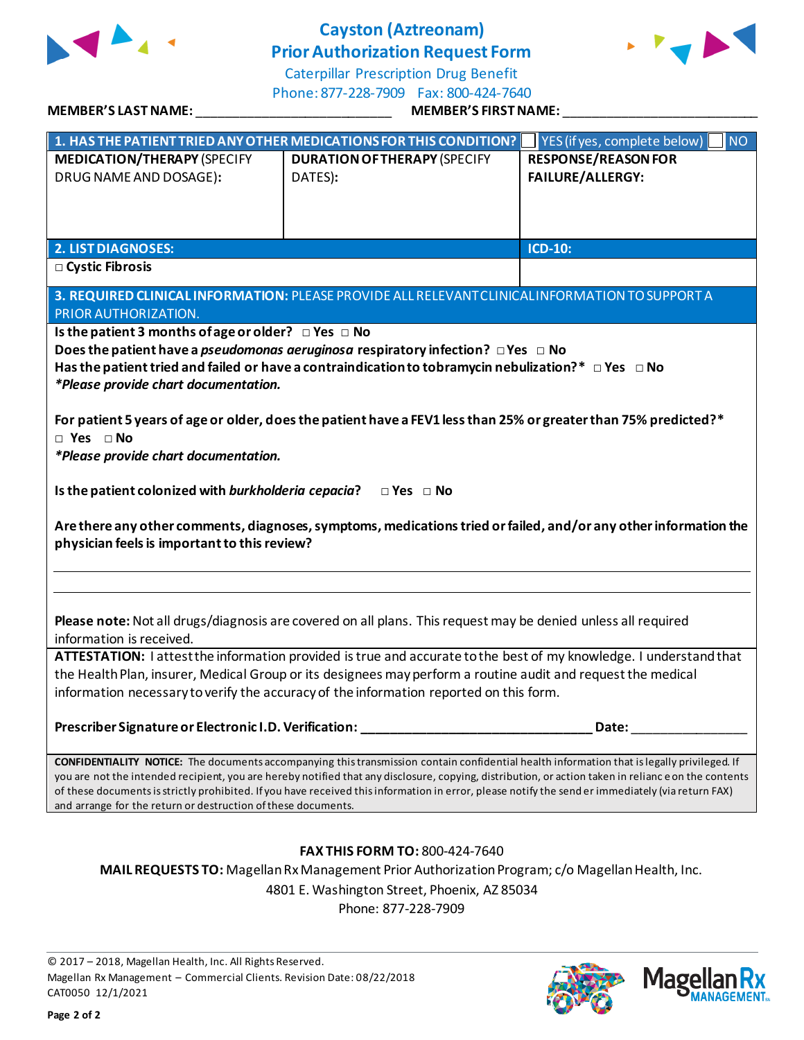# Cayston (Aztreonam) Prior Authorization Request Form

Caterpillar Prescription Drug Benefit

Phone: 877-228-7909 Fax: 800-424-7640

**MEMBER'S LAST NAME:** ___________________________ **MEMBER'S FIRST NAME:** ___________________________

| **1. HAS THE PATIENT TRIED ANY OTHER MEDICATIONS FOR THIS CONDITION?** | | ☐ YES (if yes, complete below) ☐ NO |
|---|---|---|
| **MEDICATION/THERAPY** (SPECIFY DRUG NAME AND DOSAGE): | **DURATION OF THERAPY** (SPECIFY DATES): | **RESPONSE/REASON FOR FAILURE/ALLERGY:** |
| | | |

| **2. LIST DIAGNOSES:** | **ICD-10:** |
|---|---|
| ☐ **Cystic Fibrosis** | |

**3. REQUIRED CLINICAL INFORMATION:** PLEASE PROVIDE ALL RELEVANT CLINICAL INFORMATION TO SUPPORT A PRIOR AUTHORIZATION.

**Is the patient 3 months of age or older?** ☐ **Yes** ☐ **No**

**Does the patient have a *pseudomonas aeruginosa* respiratory infection?** ☐ **Yes** ☐ **No**

**Has the patient tried and failed or have a contraindication to tobramycin nebulization?*** ☐ **Yes** ☐ **No**

***Please provide chart documentation.***

**For patient 5 years of age or older, does the patient have a FEV1 less than 25% or greater than 75% predicted?***
☐ **Yes** ☐ **No**

***Please provide chart documentation.***

**Is the patient colonized with *burkholderia cepacia*?** ☐ **Yes** ☐ **No**

**Are there any other comments, diagnoses, symptoms, medications tried or failed, and/or any other information the physician feels is important to this review?**

_______________________________________________________________________________

_______________________________________________________________________________

**Please note:** Not all drugs/diagnosis are covered on all plans. This request may be denied unless all required information is received.

**ATTESTATION:** I attest the information provided is true and accurate to the best of my knowledge. I understand that the Health Plan, insurer, Medical Group or its designees may perform a routine audit and request the medical information necessary to verify the accuracy of the information reported on this form.

**Prescriber Signature or Electronic I.D. Verification:** ________________________________ **Date:** ________________

**CONFIDENTIALITY NOTICE:** The documents accompanying this transmission contain confidential health information that is legally privileged. If you are not the intended recipient, you are hereby notified that any disclosure, copying, distribution, or action taken in reliance on the contents of these documents is strictly prohibited. If you have received this information in error, please notify the sender immediately (via return FAX) and arrange for the return or destruction of these documents.

**FAX THIS FORM TO:** 800-424-7640

**MAIL REQUESTS TO:** Magellan Rx Management Prior Authorization Program; c/o Magellan Health, Inc.
4801 E. Washington Street, Phoenix, AZ 85034
Phone: 877-228-7909

© 2017 – 2018, Magellan Health, Inc. All Rights Reserved.
Magellan Rx Management – Commercial Clients. Revision Date: 08/22/2018
CAT0050 12/1/2021